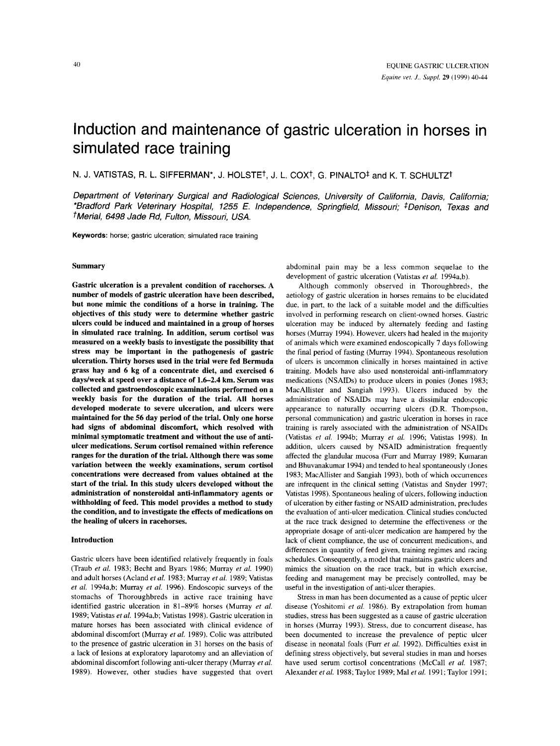# Induction and maintenance of gastric ulceration in horses in simulated race training

N. J. VATISTAS, R. L. SIFFERMAN*, J. HOLSTE†, J. L. COX†, G. PINALTO‡ and K. T. SCHULTZ†

*Department of Veterinary Surgical and Radiological Sciences, University of California, Davis, California; \*Bradford Park Veterinary Hospital, 1255 E. Independence, Springfield, Missouri; ‡Denison, Texas and †Merial, 6498 Jade Rd, Fulton, Missouri, USA.*

**Keywords:** horse; gastric ulceration; simulated race training

## Summary

**Gastric ulceration is a prevalent condition of racehorses. A number of models of gastric ulceration have been described, but none mimic the conditions of a horse in training. The objectives of this study were to determine whether gastric ulcers could be induced and maintained in a group of horses in simulated race training. In addition, serum cortisol was measured on a weekly basis to investigate the possibility that stress may be important in the pathogenesis of gastric ulceration. Thirty horses used in the trial were fed Bermuda grass hay and 6 kg of a concentrate diet, and exercised 6 days/week at speed over a distance of 1.6–2.4 km. Serum was collected and gastroendoscopic examinations performed on a weekly basis for the duration of the trial. All horses developed moderate to severe ulceration, and ulcers were maintained for the 56 day period of the trial. Only one horse had signs of abdominal discomfort, which resolved with minimal symptomatic treatment and without the use of anti-ulcer medications. Serum cortisol remained within reference ranges for the duration of the trial. Although there was some variation between the weekly examinations, serum cortisol concentrations were decreased from values obtained at the start of the trial. In this study ulcers developed without the administration of nonsteroidal anti-inflammatory agents or withholding of feed. This model provides a method to study the condition, and to investigate the effects of medications on the healing of ulcers in racehorses.**

## Introduction

Gastric ulcers have been identified relatively frequently in foals (Traub *et al.* 1983; Becht and Byars 1986; Murray *et al.* 1990) and adult horses (Acland *et al.* 1983; Murray *et al.* 1989; Vatistas *et al.* 1994a,b; Murray *et al.* 1996). Endoscopic surveys of the stomachs of Thoroughbreds in active race training have identified gastric ulceration in 81–89% horses (Murray *et al.* 1989; Vatistas *et al.* 1994a,b; Vatistas 1998). Gastric ulceration in mature horses has been associated with clinical evidence of abdominal discomfort (Murray *et al.* 1989). Colic was attributed to the presence of gastric ulceration in 31 horses on the basis of a lack of lesions at exploratory laparotomy and an alleviation of abdominal discomfort following anti-ulcer therapy (Murray *et al.* 1989). However, other studies have suggested that overt abdominal pain may be a less common sequelae to the development of gastric ulceration (Vatistas *et al.* 1994a,b).

Although commonly observed in Thoroughbreds, the aetiology of gastric ulceration in horses remains to be elucidated due, in part, to the lack of a suitable model and the difficulties involved in performing research on client-owned horses. Gastric ulceration may be induced by alternately feeding and fasting horses (Murray 1994). However, ulcers had healed in the majority of animals which were examined endoscopically 7 days following the final period of fasting (Murray 1994). Spontaneous resolution of ulcers is uncommon clinically in horses maintained in active training. Models have also used nonsteroidal anti-inflammatory medications (NSAIDs) to produce ulcers in ponies (Jones 1983; MacAllister and Sangiah 1993). Ulcers induced by the administration of NSAIDs may have a dissimilar endoscopic appearance to naturally occurring ulcers (D.R. Thompson, personal communication) and gastric ulceration in horses in race training is rarely associated with the administration of NSAIDs (Vatistas *et al.* 1994b; Murray *et al.* 1996; Vatistas 1998). In addition, ulcers caused by NSAID administration frequently affected the glandular mucosa (Furr and Murray 1989; Kumaran and Bhuvanakumar 1994) and tended to heal spontaneously (Jones 1983; MacAllister and Sangiah 1993), both of which occurrences are infrequent in the clinical setting (Vatistas and Snyder 1997; Vatistas 1998). Spontaneous healing of ulcers, following induction of ulceration by either fasting or NSAID administration, precludes the evaluation of anti-ulcer medication. Clinical studies conducted at the race track designed to determine the effectiveness or the appropriate dosage of anti-ulcer medication are hampered by the lack of client compliance, the use of concurrent medications, and differences in quantity of feed given, training regimes and racing schedules. Consequently, a model that maintains gastric ulcers and mimics the situation on the race track, but in which exercise, feeding and management may be precisely controlled, may be useful in the investigation of anti-ulcer therapies.

Stress in man has been documented as a cause of peptic ulcer disease (Yoshitomi *et al.* 1986). By extrapolation from human studies, stress has been suggested as a cause of gastric ulceration in horses (Murray 1993). Stress, due to concurrent disease, has been documented to increase the prevalence of peptic ulcer disease in neonatal foals (Furr *et al.* 1992). Difficulties exist in defining stress objectively, but several studies in man and horses have used serum cortisol concentrations (McCall *et al.* 1987; Alexander *et al.* 1988; Taylor 1989; Mal *et al.* 1991; Taylor 1991;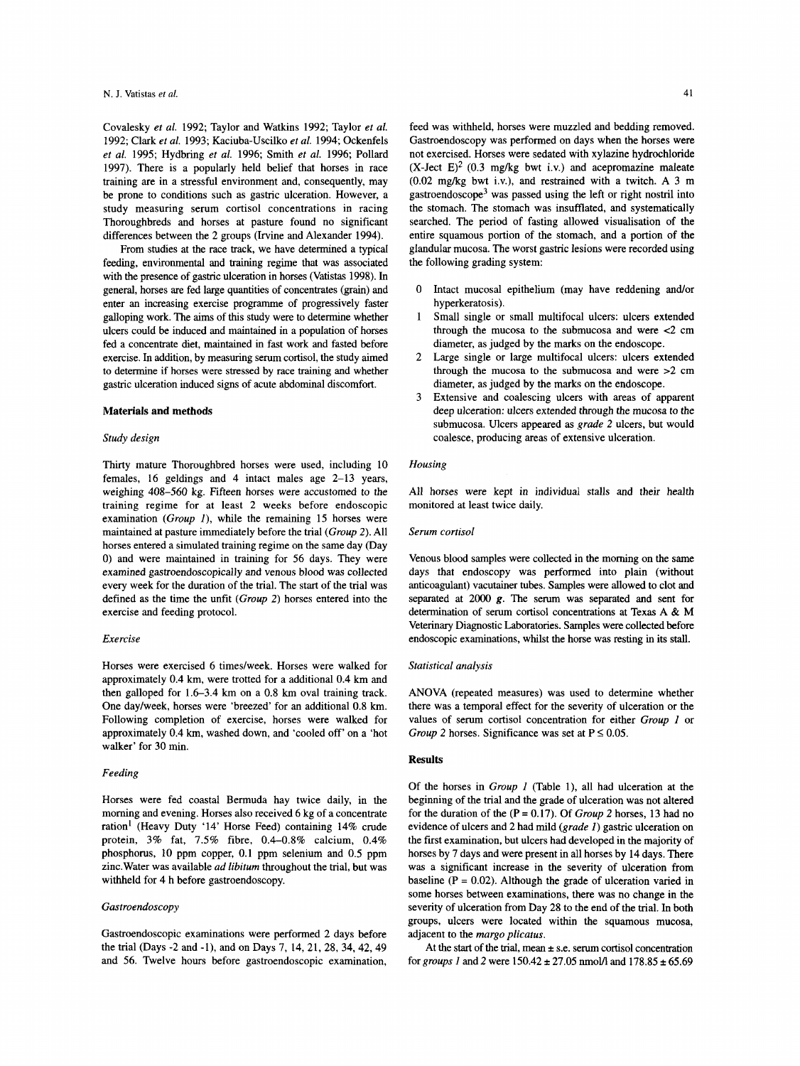Covalesky *et al.* 1992; Taylor and Watkins 1992; Taylor *et al.* 1992; Clark *et al.* 1993; Kaciuba-Uscilko *et al.* 1994; Ockenfels *et al.* 1995; Hydbring *et al.* 1996; Smith *et al.* 1996; Pollard 1997). There is a popularly held belief that horses in race training are in a stressful environment and, consequently, may be prone to conditions such as gastric ulceration. However, a study measuring serum cortisol concentrations in racing Thoroughbreds and horses at pasture found no significant differences between the 2 groups (Irvine and Alexander 1994).

From studies at the race track, we have determined a typical feeding, environmental and training regime that was associated with the presence of gastric ulceration in horses (Vatistas 1998). In general, horses are fed large quantities of concentrates (grain) and enter an increasing exercise programme of progressively faster galloping work. The aims of this study were to determine whether ulcers could be induced and maintained in a population of horses fed a concentrate diet, maintained in fast work and fasted before exercise. In addition, by measuring serum cortisol, the study aimed to determine if horses were stressed by race training and whether gastric ulceration induced signs of acute abdominal discomfort.

## Materials and methods

### Study design

Thirty mature Thoroughbred horses were used, including 10 females, 16 geldings and 4 intact males age 2–13 years, weighing 408–560 kg. Fifteen horses were accustomed to the training regime for at least 2 weeks before endoscopic examination (*Group 1*), while the remaining 15 horses were maintained at pasture immediately before the trial (*Group 2*). All horses entered a simulated training regime on the same day (Day 0) and were maintained in training for 56 days. They were examined gastroendoscopically and venous blood was collected every week for the duration of the trial. The start of the trial was defined as the time the unfit (*Group 2*) horses entered into the exercise and feeding protocol.

### Exercise

Horses were exercised 6 times/week. Horses were walked for approximately 0.4 km, were trotted for a additional 0.4 km and then galloped for 1.6–3.4 km on a 0.8 km oval training track. One day/week, horses were 'breezed' for an additional 0.8 km. Following completion of exercise, horses were walked for approximately 0.4 km, washed down, and 'cooled off' on a 'hot walker' for 30 min.

### Feeding

Horses were fed coastal Bermuda hay twice daily, in the morning and evening. Horses also received 6 kg of a concentrate ration[1] (Heavy Duty '14' Horse Feed) containing 14% crude protein, 3% fat, 7.5% fibre, 0.4–0.8% calcium, 0.4% phosphorus, 10 ppm copper, 0.1 ppm selenium and 0.5 ppm zinc. Water was available *ad libitum* throughout the trial, but was withheld for 4 h before gastroendoscopy.

### Gastroendoscopy

Gastroendoscopic examinations were performed 2 days before the trial (Days -2 and -1), and on Days 7, 14, 21, 28, 34, 42, 49 and 56. Twelve hours before gastroendoscopic examination, feed was withheld, horses were muzzled and bedding removed. Gastroendoscopy was performed on days when the horses were not exercised. Horses were sedated with xylazine hydrochloride (X-Ject E)[2] (0.3 mg/kg bwt i.v.) and acepromazine maleate (0.02 mg/kg bwt i.v.), and restrained with a twitch. A 3 m gastroendoscope[3] was passed using the left or right nostril into the stomach. The stomach was insufflated, and systematically searched. The period of fasting allowed visualisation of the entire squamous portion of the stomach, and a portion of the glandular mucosa. The worst gastric lesions were recorded using the following grading system:

0 Intact mucosal epithelium (may have reddening and/or hyperkeratosis).

1 Small single or small multifocal ulcers: ulcers extended through the mucosa to the submucosa and were <2 cm diameter, as judged by the marks on the endoscope.

2 Large single or large multifocal ulcers: ulcers extended through the mucosa to the submucosa and were >2 cm diameter, as judged by the marks on the endoscope.

3 Extensive and coalescing ulcers with areas of apparent deep ulceration: ulcers extended through the mucosa to the submucosa. Ulcers appeared as *grade 2* ulcers, but would coalesce, producing areas of extensive ulceration.

### Housing

All horses were kept in individual stalls and their health monitored at least twice daily.

### Serum cortisol

Venous blood samples were collected in the morning on the same days that endoscopy was performed into plain (without anticoagulant) vacutainer tubes. Samples were allowed to clot and separated at 2000 *g*. The serum was separated and sent for determination of serum cortisol concentrations at Texas A & M Veterinary Diagnostic Laboratories. Samples were collected before endoscopic examinations, whilst the horse was resting in its stall.

### Statistical analysis

ANOVA (repeated measures) was used to determine whether there was a temporal effect for the severity of ulceration or the values of serum cortisol concentration for either *Group 1* or *Group 2* horses. Significance was set at $P \leq 0.05$.

## Results

Of the horses in *Group 1* (Table 1), all had ulceration at the beginning of the trial and the grade of ulceration was not altered for the duration of the ($P = 0.17$). Of *Group 2* horses, 13 had no evidence of ulcers and 2 had mild (*grade 1*) gastric ulceration on the first examination, but ulcers had developed in the majority of horses by 7 days and were present in all horses by 14 days. There was a significant increase in the severity of ulceration from baseline ($P = 0.02$). Although the grade of ulceration varied in some horses between examinations, there was no change in the severity of ulceration from Day 28 to the end of the trial. In both groups, ulcers were located within the squamous mucosa, adjacent to the *margo plicatus*.

At the start of the trial, mean ± s.e. serum cortisol concentration for *groups 1* and *2* were 150.42 ± 27.05 nmol/l and 178.85 ± 65.69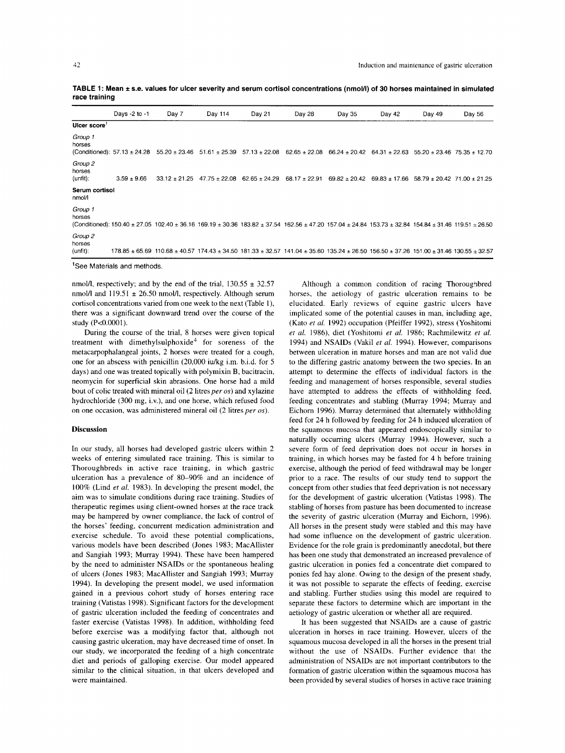**TABLE 1: Mean ± s.e. values for ulcer severity and serum cortisol concentrations (nmol/l) of 30 horses maintained in simulated race training**

| | Days -2 to -1 | Day 7 | Day 114 | Day 21 | Day 28 | Day 35 | Day 42 | Day 49 | Day 56 |
|---|---|---|---|---|---|---|---|---|---|
| **Ulcer score**[1] | | | | | | | | | |
| *Group 1* horses (Conditioned): | 57.13 ± 24.28 | 55.20 ± 23.46 | 51.61 ± 25.39 | 57.13 ± 22.08 | 62.65 ± 22.08 | 66.24 ± 20.42 | 64.31 ± 22.63 | 55.20 ± 23.46 | 75.35 ± 12.70 |
| *Group 2* horses (unfit): | 3.59 ± 9.66 | 33.12 ± 21.25 | 47.75 ± 22.08 | 62.65 ± 24.29 | 68.17 ± 22.91 | 69.82 ± 20.42 | 69.83 ± 17.66 | 58.79 ± 20.42 | 71.00 ± 21.25 |
| **Serum cortisol** nmol/l | | | | | | | | | |
| *Group 1* horses (Conditioned): | 150.40 ± 27.05 | 102.40 ± 36.16 | 169.19 ± 30.36 | 183.82 ± 37.54 | 162.56 ± 47.20 | 157.04 ± 24.84 | 153.73 ± 32.84 | 154.84 ± 31.46 | 119.51 ± 26.50 |
| *Group 2* horses (unfit): | 178.85 ± 65.69 | 110.68 ± 40.57 | 174.43 ± 34.50 | 181.33 ± 32.57 | 141.04 ± 35.60 | 135.24 ± 26.50 | 156.50 ± 37.26 | 151.00 ± 31.46 | 130.55 ± 32.57 |

[1]See Materials and methods.

nmol/l, respectively; and by the end of the trial, 130.55 ± 32.57 nmol/l and 119.51 ± 26.50 nmol/l, respectively. Although serum cortisol concentrations varied from one week to the next (Table 1), there was a significant downward trend over the course of the study ($P<0.0001$).

During the course of the trial, 8 horses were given topical treatment with dimethylsulphoxide[4] for soreness of the metacarpophalangeal joints, 2 horses were treated for a cough, one for an abscess with penicillin (20,000 iu/kg i.m. b.i.d. for 5 days) and one was treated topically with polymixin B, bacitracin, neomycin for superficial skin abrasions. One horse had a mild bout of colic treated with mineral oil (2 litres *per os*) and xylazine hydrochloride (300 mg, i.v.), and one horse, which refused food on one occasion, was administered mineral oil (2 litres *per os*).

## Discussion

In our study, all horses had developed gastric ulcers within 2 weeks of entering simulated race training. This is similar to Thoroughbreds in active race training, in which gastric ulceration has a prevalence of 80–90% and an incidence of 100% (Lind *et al.* 1983). In developing the present model, the aim was to simulate conditions during race training. Studies of therapeutic regimes using client-owned horses at the race track may be hampered by owner compliance, the lack of control of the horses' feeding, concurrent medication administration and exercise schedule. To avoid these potential complications, various models have been described (Jones 1983; MacAllister and Sangiah 1993; Murray 1994). These have been hampered by the need to administer NSAIDs or the spontaneous healing of ulcers (Jones 1983; MacAllister and Sangiah 1993; Murray 1994). In developing the present model, we used information gained in a previous cohort study of horses entering race training (Vatistas 1998). Significant factors for the development of gastric ulceration included the feeding of concentrates and faster exercise (Vatistas 1998). In addition, withholding feed before exercise was a modifying factor that, although not causing gastric ulceration, may have decreased time of onset. In our study, we incorporated the feeding of a high concentrate diet and periods of galloping exercise. Our model appeared similar to the clinical situation, in that ulcers developed and were maintained.

Although a common condition of racing Thoroughbred horses, the aetiology of gastric ulceration remains to be elucidated. Early reviews of equine gastric ulcers have implicated some of the potential causes in man, including age, (Kato *et al.* 1992) occupation (Pfeiffer 1992), stress (Yoshitomi *et al.* 1986), diet (Yoshitomi *et al.* 1986; Rachmilewitz *et al.* 1994) and NSAIDs (Vakil *et al.* 1994). However, comparisons between ulceration in mature horses and man are not valid due to the differing gastric anatomy between the two species. In an attempt to determine the effects of individual factors in the feeding and management of horses responsible, several studies have attempted to address the effects of withholding feed, feeding concentrates and stabling (Murray 1994; Murray and Eichorn 1996). Murray determined that alternately withholding feed for 24 h followed by feeding for 24 h induced ulceration of the squamous mucosa that appeared endoscopically similar to naturally occurring ulcers (Murray 1994). However, such a severe form of feed deprivation does not occur in horses in training, in which horses may be fasted for 4 h before training exercise, although the period of feed withdrawal may be longer prior to a race. The results of our study tend to support the concept from other studies that feed deprivation is not necessary for the development of gastric ulceration (Vatistas 1998). The stabling of horses from pasture has been documented to increase the severity of gastric ulceration (Murray and Eichorn, 1996). All horses in the present study were stabled and this may have had some influence on the development of gastric ulceration. Evidence for the role grain is predominantly anecdotal, but there has been one study that demonstrated an increased prevalence of gastric ulceration in ponies fed a concentrate diet compared to ponies fed hay alone. Owing to the design of the present study, it was not possible to separate the effects of feeding, exercise and stabling. Further studies using this model are required to separate these factors to determine which are important in the aetiology of gastric ulceration or whether all are required.

It has been suggested that NSAIDs are a cause of gastric ulceration in horses in race training. However, ulcers of the squamous mucosa developed in all the horses in the present trial without the use of NSAIDs. Further evidence that the administration of NSAIDs are not important contributors to the formation of gastric ulceration within the squamous mucosa has been provided by several studies of horses in active race training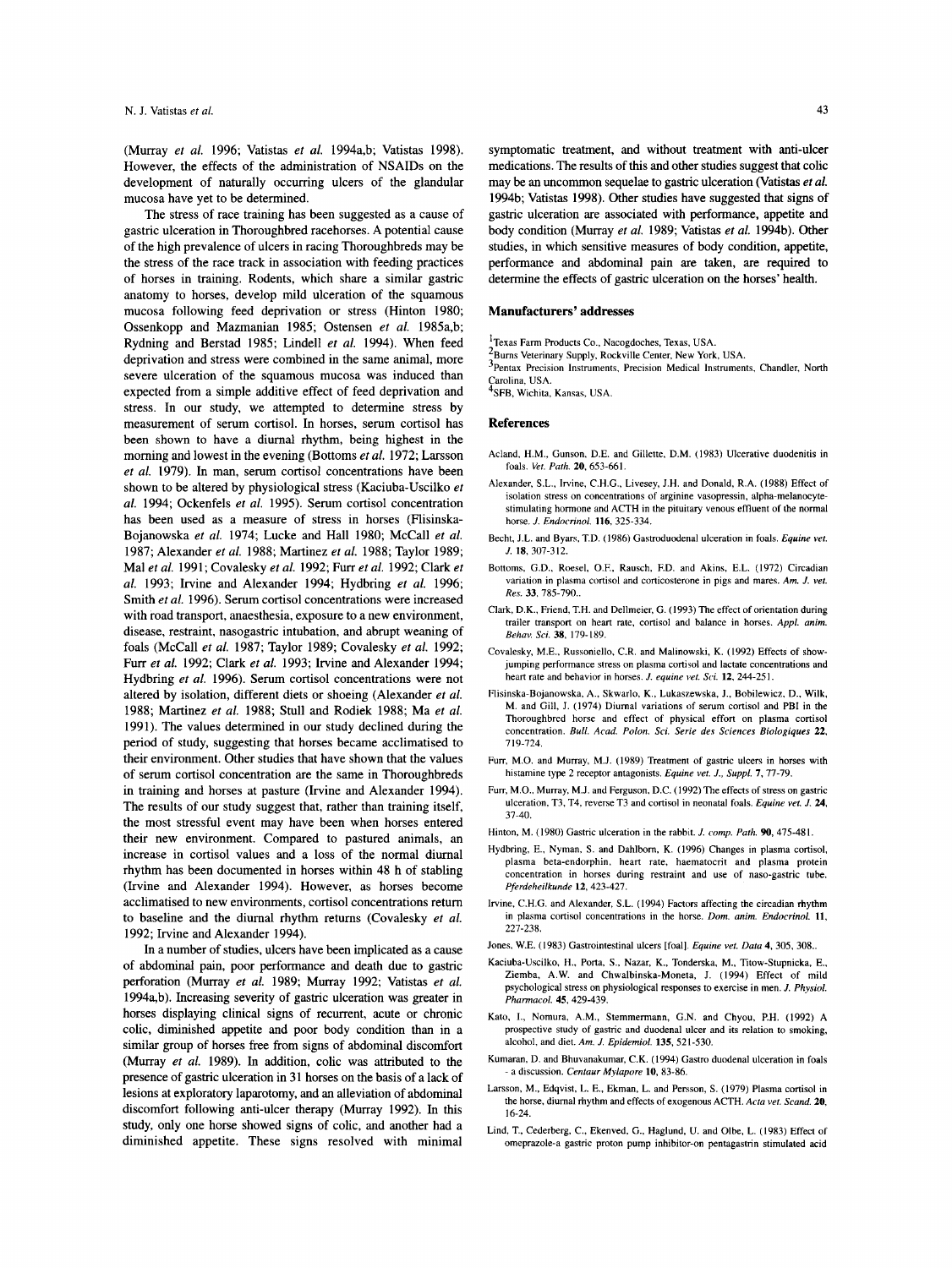(Murray *et al.* 1996; Vatistas *et al.* 1994a,b; Vatistas 1998). However, the effects of the administration of NSAIDs on the development of naturally occurring ulcers of the glandular mucosa have yet to be determined.

The stress of race training has been suggested as a cause of gastric ulceration in Thoroughbred racehorses. A potential cause of the high prevalence of ulcers in racing Thoroughbreds may be the stress of the race track in association with feeding practices of horses in training. Rodents, which share a similar gastric anatomy to horses, develop mild ulceration of the squamous mucosa following feed deprivation or stress (Hinton 1980; Ossenkopp and Mazmanian 1985; Ostensen *et al.* 1985a,b; Rydning and Berstad 1985; Lindell *et al.* 1994). When feed deprivation and stress were combined in the same animal, more severe ulceration of the squamous mucosa was induced than expected from a simple additive effect of feed deprivation and stress. In our study, we attempted to determine stress by measurement of serum cortisol. In horses, serum cortisol has been shown to have a diurnal rhythm, being highest in the morning and lowest in the evening (Bottoms *et al.* 1972; Larsson *et al.* 1979). In man, serum cortisol concentrations have been shown to be altered by physiological stress (Kaciuba-Uscilko *et al.* 1994; Ockenfels *et al.* 1995). Serum cortisol concentration has been used as a measure of stress in horses (Flisinska-Bojanowska *et al.* 1974; Lucke and Hall 1980; McCall *et al.* 1987; Alexander *et al.* 1988; Martinez *et al.* 1988; Taylor 1989; Mal *et al.* 1991; Covalesky *et al.* 1992; Furr *et al.* 1992; Clark *et al.* 1993; Irvine and Alexander 1994; Hydbring *et al.* 1996; Smith *et al.* 1996). Serum cortisol concentrations were increased with road transport, anaesthesia, exposure to a new environment, disease, restraint, nasogastric intubation, and abrupt weaning of foals (McCall *et al.* 1987; Taylor 1989; Covalesky *et al.* 1992; Furr *et al.* 1992; Clark *et al.* 1993; Irvine and Alexander 1994; Hydbring *et al.* 1996). Serum cortisol concentrations were not altered by isolation, different diets or shoeing (Alexander *et al.* 1988; Martinez *et al.* 1988; Stull and Rodiek 1988; Ma *et al.* 1991). The values determined in our study declined during the period of study, suggesting that horses became acclimatised to their environment. Other studies that have shown that the values of serum cortisol concentration are the same in Thoroughbreds in training and horses at pasture (Irvine and Alexander 1994). The results of our study suggest that, rather than training itself, the most stressful event may have been when horses entered their new environment. Compared to pastured animals, an increase in cortisol values and a loss of the normal diurnal rhythm has been documented in horses within 48 h of stabling (Irvine and Alexander 1994). However, as horses become acclimatised to new environments, cortisol concentrations return to baseline and the diurnal rhythm returns (Covalesky *et al.* 1992; Irvine and Alexander 1994).

In a number of studies, ulcers have been implicated as a cause of abdominal pain, poor performance and death due to gastric perforation (Murray *et al.* 1989; Murray 1992; Vatistas *et al.* 1994a,b). Increasing severity of gastric ulceration was greater in horses displaying clinical signs of recurrent, acute or chronic colic, diminished appetite and poor body condition than in a similar group of horses free from signs of abdominal discomfort (Murray *et al.* 1989). In addition, colic was attributed to the presence of gastric ulceration in 31 horses on the basis of a lack of lesions at exploratory laparotomy, and an alleviation of abdominal discomfort following anti-ulcer therapy (Murray 1992). In this study, only one horse showed signs of colic, and another had a diminished appetite. These signs resolved with minimal symptomatic treatment, and without treatment with anti-ulcer medications. The results of this and other studies suggest that colic may be an uncommon sequelae to gastric ulceration (Vatistas *et al.* 1994b; Vatistas 1998). Other studies have suggested that signs of gastric ulceration are associated with performance, appetite and body condition (Murray *et al.* 1989; Vatistas *et al.* 1994b). Other studies, in which sensitive measures of body condition, appetite, performance and abdominal pain are taken, are required to determine the effects of gastric ulceration on the horses' health.

## Manufacturers' addresses

[1]Texas Farm Products Co., Nacogdoches, Texas, USA.
[2]Burns Veterinary Supply, Rockville Center, New York, USA.
[3]Pentax Precision Instruments, Precision Medical Instruments, Chandler, North Carolina, USA.
[4]SFB, Wichita, Kansas, USA.

## References

Acland, H.M., Gunson, D.E. and Gillette, D.M. (1983) Ulcerative duodenitis in foals. *Vet. Path.* **20**, 653-661.

Alexander, S.L., Irvine, C.H.G., Livesey, J.H. and Donald, R.A. (1988) Effect of isolation stress on concentrations of arginine vasopressin, alpha-melanocyte-stimulating hormone and ACTH in the pituitary venous effluent of the normal horse. *J. Endocrinol.* **116**, 325-334.

Becht, J.L. and Byars, T.D. (1986) Gastroduodenal ulceration in foals. *Equine vet. J.* **18**, 307-312.

Bottoms, G.D., Roesel, O.F., Rausch, F.D. and Akins, E.L. (1972) Circadian variation in plasma cortisol and corticosterone in pigs and mares. *Am. J. vet. Res.* **33**, 785-790..

Clark, D.K., Friend, T.H. and Dellmeier, G. (1993) The effect of orientation during trailer transport on heart rate, cortisol and balance in horses. *Appl. anim. Behav. Sci.* **38**, 179-189.

Covalesky, M.E., Russoniello, C.R. and Malinowski, K. (1992) Effects of show-jumping performance stress on plasma cortisol and lactate concentrations and heart rate and behavior in horses. *J. equine vet. Sci.* **12**, 244-251.

Flisinska-Bojanowska, A., Skwarlo, K., Lukaszewska, J., Bobilewicz, D., Wilk, M. and Gill, J. (1974) Diurnal variations of serum cortisol and PBI in the Thoroughbred horse and effect of physical effort on plasma cortisol concentration. *Bull. Acad. Polon. Sci. Serie des Sciences Biologiques* **22**, 719-724.

Furr, M.O. and Murray, M.J. (1989) Treatment of gastric ulcers in horses with histamine type 2 receptor antagonists. *Equine vet. J., Suppl.* **7**, 77-79.

Furr, M.O., Murray, M.J. and Ferguson, D.C. (1992) The effects of stress on gastric ulceration, T3, T4, reverse T3 and cortisol in neonatal foals. *Equine vet. J.* **24**, 37-40.

Hinton, M. (1980) Gastric ulceration in the rabbit. *J. comp. Path.* **90**, 475-481.

Hydbring, E., Nyman, S. and Dahlborn, K. (1996) Changes in plasma cortisol, plasma beta-endorphin, heart rate, haematocrit and plasma protein concentration in horses during restraint and use of naso-gastric tube. *Pferdeheilkunde* **12**, 423-427.

Irvine, C.H.G. and Alexander, S.L. (1994) Factors affecting the circadian rhythm in plasma cortisol concentrations in the horse. *Dom. anim. Endocrinol.* **11**, 227-238.

Jones, W.E. (1983) Gastrointestinal ulcers [foal]. *Equine vet. Data* **4**, 305, 308..

Kaciuba-Uscilko, H., Porta, S., Nazar, K., Tonderska, M., Titow-Stupnicka, E., Ziemba, A.W. and Chwalbinska-Moneta, J. (1994) Effect of mild psychological stress on physiological responses to exercise in men. *J. Physiol. Pharmacol.* **45**, 429-439.

Kato, I., Nomura, A.M., Stemmermann, G.N. and Chyou, P.H. (1992) A prospective study of gastric and duodenal ulcer and its relation to smoking, alcohol, and diet. *Am. J. Epidemiol.* **135**, 521-530.

Kumaran, D. and Bhuvanakumar, C.K. (1994) Gastro duodenal ulceration in foals - a discussion. *Centaur Mylapore* **10**, 83-86.

Larsson, M., Edqvist, L. E., Ekman, L. and Persson, S. (1979) Plasma cortisol in the horse, diurnal rhythm and effects of exogenous ACTH. *Acta vet. Scand.* **20**, 16-24.

Lind, T., Cederberg, C., Ekenved, G., Haglund, U. and Olbe, L. (1983) Effect of omeprazole-a gastric proton pump inhibitor-on pentagastrin stimulated acid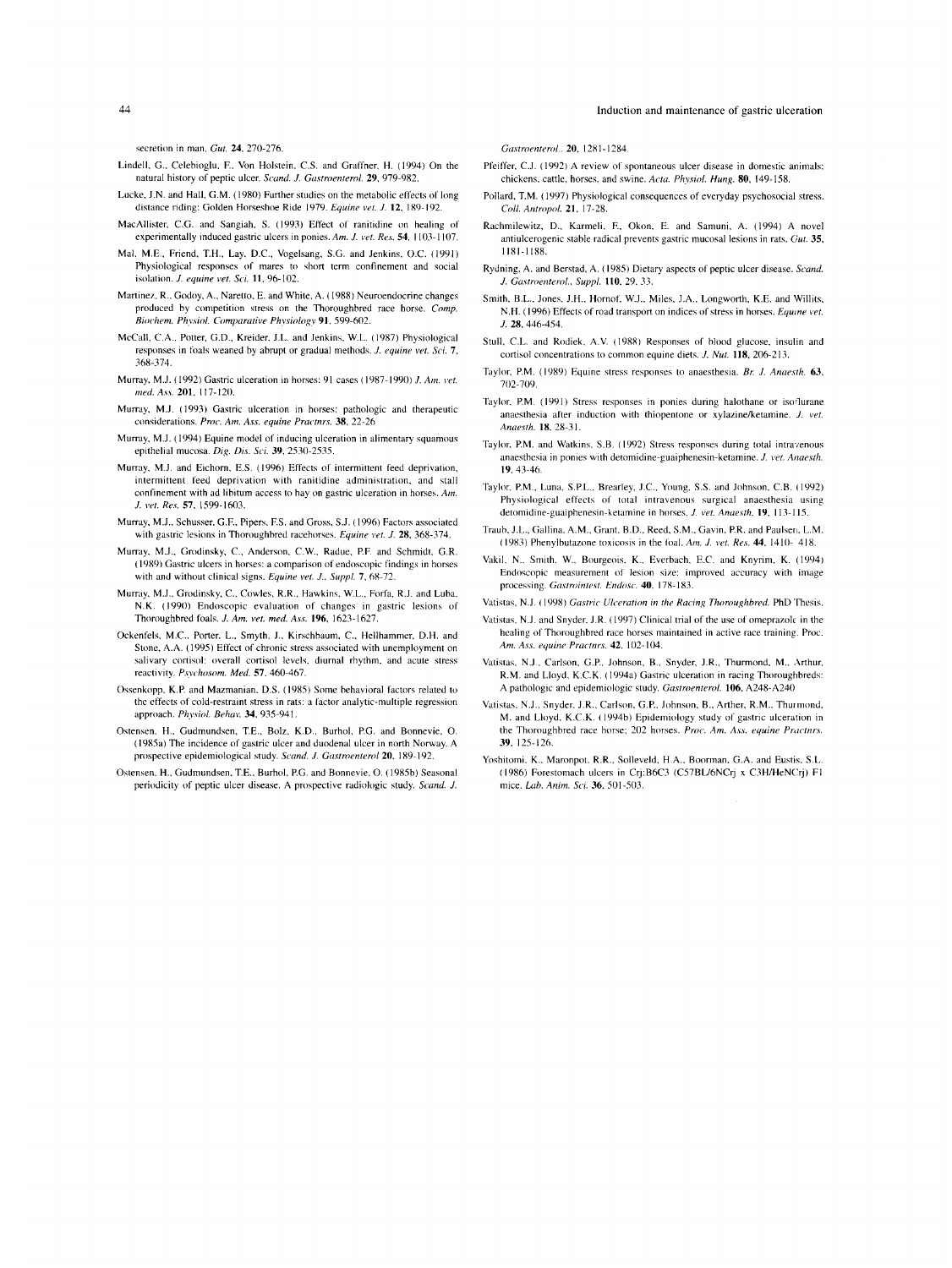secretion in man. *Gut.* **24**, 270-276.

Lindell, G., Celebioglu, F., Von Holstein, C.S. and Graffner, H. (1994) On the natural history of peptic ulcer. *Scand. J. Gastroenterol.* **29**, 979-982.

Lucke, J.N. and Hall, G.M. (1980) Further studies on the metabolic effects of long distance riding: Golden Horseshoe Ride 1979. *Equine vet. J.* **12**, 189-192.

MacAllister, C.G. and Sangiah, S. (1993) Effect of ranitidine on healing of experimentally induced gastric ulcers in ponies. *Am. J. vet. Res.* **54**, 1103-1107.

Mal, M.E., Friend, T.H., Lay, D.C., Vogelsang, S.G. and Jenkins, O.C. (1991) Physiological responses of mares to short term confinement and social isolation. *J. equine vet. Sci.* **11**, 96-102.

Martinez, R., Godoy, A., Naretto, E. and White, A. (1988) Neuroendocrine changes produced by competition stress on the Thoroughbred race horse. *Comp. Biochem. Physiol. Comparative Physiology* **91**, 599-602.

McCall, C.A., Potter, G.D., Kreider, J.L. and Jenkins, W.L. (1987) Physiological responses in foals weaned by abrupt or gradual methods. *J. equine vet. Sci.* **7**, 368-374.

Murray, M.J. (1992) Gastric ulceration in horses: 91 cases (1987-1990) *J. Am. vet. med. Ass.* **201**, 117-120.

Murray, M.J. (1993) Gastric ulceration in horses: pathologic and therapeutic considerations. *Proc. Am. Ass. equine Practnrs.* **38**, 22-26

Murray, M.J. (1994) Equine model of inducing ulceration in alimentary squamous epithelial mucosa. *Dig. Dis. Sci.* **39**, 2530-2535.

Murray, M.J. and Eichorn, E.S. (1996) Effects of intermittent feed deprivation, intermittent feed deprivation with ranitidine administration, and stall confinement with ad libitum access to hay on gastric ulceration in horses. *Am. J. vet. Res.* **57**, 1599-1603.

Murray, M.J., Schusser, G.F., Pipers, F.S. and Gross, S.J. (1996) Factors associated with gastric lesions in Thoroughbred racehorses. *Equine vet. J.* **28**, 368-374.

Murray, M.J., Grodinsky, C., Anderson, C.W., Radue, P.F. and Schmidt, G.R. (1989) Gastric ulcers in horses: a comparison of endoscopic findings in horses with and without clinical signs. *Equine vet. J., Suppl.* **7**, 68-72.

Murray, M.J., Grodinsky, C., Cowles, R.R., Hawkins, W.L., Forfa, R.J. and Luba, N.K. (1990) Endoscopic evaluation of changes in gastric lesions of Thoroughbred foals. *J. Am. vet. med. Ass.* **196**, 1623-1627.

Ockenfels, M.C., Porter, L., Smyth, J., Kirschbaum, C., Hellhammer, D.H. and Stone, A.A. (1995) Effect of chronic stress associated with unemployment on salivary cortisol: overall cortisol levels, diurnal rhythm, and acute stress reactivity. *Psychosom. Med.* **57**, 460-467.

Ossenkopp, K.P. and Mazmanian, D.S. (1985) Some behavioral factors related to the effects of cold-restraint stress in rats: a factor analytic-multiple regression approach. *Physiol. Behav.* **34**, 935-941.

Ostensen, H., Gudmundsen, T.E., Bolz, K.D., Burhol, P.G. and Bonnevie, O. (1985a) The incidence of gastric ulcer and duodenal ulcer in north Norway. A prospective epidemiological study. *Scand. J. Gastroenterol* **20**, 189-192.

Ostensen, H., Gudmundsen, T.E., Burhol, P.G. and Bonnevie, O. (1985b) Seasonal periodicity of peptic ulcer disease. A prospective radiologic study. *Scand. J. Gastroenterol.*. **20**, 1281-1284.

Pfeiffer, C.J. (1992) A review of spontaneous ulcer disease in domestic animals: chickens, cattle, horses, and swine. *Acta. Physiol. Hung.* **80**, 149-158.

Pollard, T.M. (1997) Physiological consequences of everyday psychosocial stress. *Coll. Antropol.* **21**, 17-28.

Rachmilewitz, D., Karmeli, F., Okon, E. and Samuni, A. (1994) A novel antiulcerogenic stable radical prevents gastric mucosal lesions in rats. *Gut.* **35**, 1181-1188.

Rydning, A. and Berstad, A. (1985) Dietary aspects of peptic ulcer disease. *Scand. J. Gastroenterol., Suppl.* **110**, 29, 33.

Smith, B.L., Jones, J.H., Hornof, W.J., Miles, J.A., Longworth, K.E. and Willits, N.H. (1996) Effects of road transport on indices of stress in horses. *Equine vet. J.* **28**, 446-454.

Stull, C.L. and Rodiek, A.V. (1988) Responses of blood glucose, insulin and cortisol concentrations to common equine diets. *J. Nut.* **118**, 206-213.

Taylor, P.M. (1989) Equine stress responses to anaesthesia. *Br. J. Anaesth.* **63**, 702-709.

Taylor, P.M. (1991) Stress responses in ponies during halothane or isoflurane anaesthesia after induction with thiopentone or xylazine/ketamine. *J. vet. Anaesth.* **18**, 28-31.

Taylor, P.M. and Watkins, S.B. (1992) Stress responses during total intravenous anaesthesia in ponies with detomidine-guaiphenesin-ketamine. *J. vet. Anaesth.* **19**, 43-46.

Taylor, P.M., Luna, S.P.L., Brearley, J.C., Young, S.S. and Johnson, C.B. (1992) Physiological effects of total intravenous surgical anaesthesia using detomidine-guaiphenesin-ketamine in horses. *J. vet. Anaesth.* **19**, 113-115.

Traub, J.L., Gallina, A.M., Grant, B.D., Reed, S.M., Gavin, P.R. and Paulsen, L.M. (1983) Phenylbutazone toxicosis in the foal. *Am. J. vet. Res.* **44**, 1410- 418.

Vakil, N., Smith, W., Bourgeois, K., Everbach, E.C. and Knyrim, K. (1994) Endoscopic measurement of lesion size: improved accuracy with image processing. *Gastrointest. Endosc.* **40**, 178-183.

Vatistas, N.J. (1998) *Gastric Ulceration in the Racing Thoroughbred.* PhD Thesis.

Vatistas, N.J. and Snyder, J.R. (1997) Clinical trial of the use of omeprazole in the healing of Thoroughbred race horses maintained in active race training. Proc. *Am. Ass. equine Practnrs.* **42**, 102-104.

Vatistas, N.J., Carlson, G.P., Johnson, B., Snyder, J.R., Thurmond, M., Arthur, R.M. and Lloyd, K.C.K. (1994a) Gastric ulceration in racing Thoroughbreds: A pathologic and epidemiologic study. *Gastroenterol.* **106**, A248-A240

Vatistas, N.J., Snyder, J.R., Carlson, G.P., Johnson, B., Arther, R.M., Thurmond, M. and Lloyd, K.C.K. (1994b) Epidemiology study of gastric ulceration in the Thoroughbred race horse; 202 horses. *Proc. Am. Ass. equine Practnrs.* **39**, 125-126.

Yoshitomi, K., Maronpot, R.R., Solleveld, H.A., Boorman, G.A. and Eustis, S.L. (1986) Forestomach ulcers in Crj:B6C3 (C57BL/6NCrj x C3H/HeNCrj) F1 mice. *Lab. Anim. Sci.* **36**, 501-503.